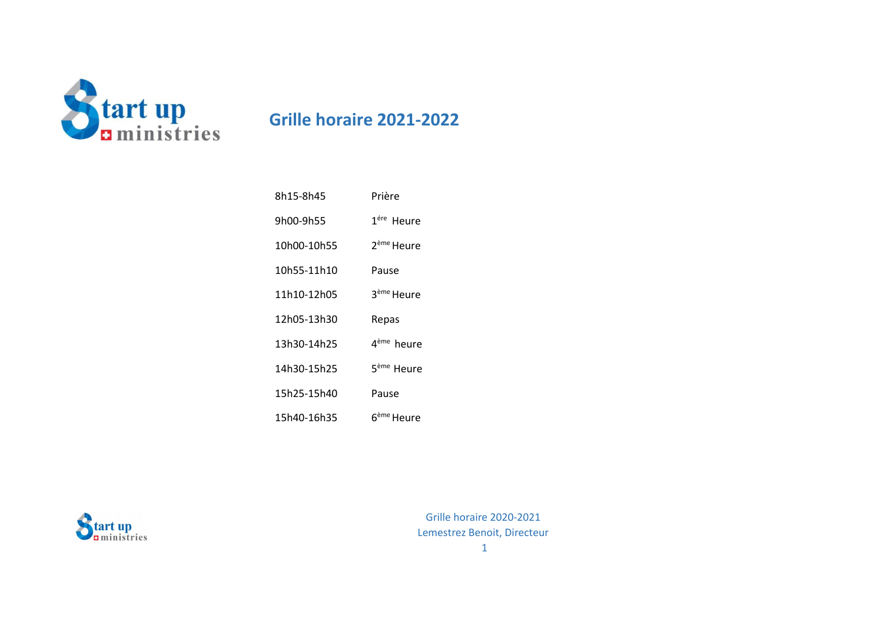# Grille horaire 2021-2022

| | |
|---|---|
| 8h15-8h45 | Prière |
| 9h00-9h55 | 1ére Heure |
| 10h00-10h55 | 2ème Heure |
| 10h55-11h10 | Pause |
| 11h10-12h05 | 3ème Heure |
| 12h05-13h30 | Repas |
| 13h30-14h25 | 4ème heure |
| 14h30-15h25 | 5ème Heure |
| 15h25-15h40 | Pause |
| 15h40-16h35 | 6ème Heure |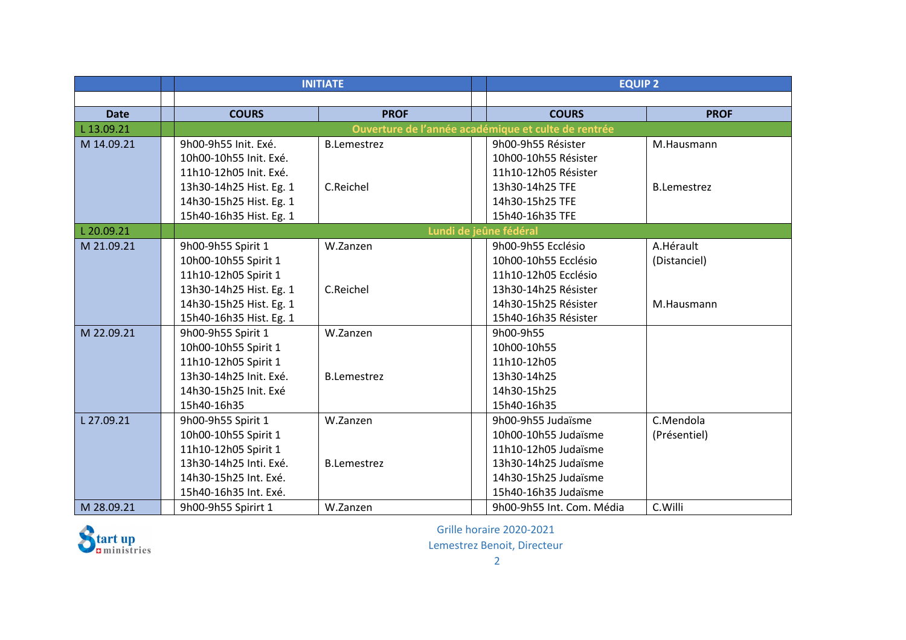| Date | | INITIATE | | | EQUIP 2 | |
|---|---|---|---|---|---|---|
| | | | | | | |
| Date | | COURS | PROF | | COURS | PROF |
| L 13.09.21 | | Ouverture de l'année académique et culte de rentrée | | | | |
| M 14.09.21 | | 9h00-9h55 Init. Exé.<br>10h00-10h55 Init. Exé.<br>11h10-12h05 Init. Exé.<br>13h30-14h25 Hist. Eg. 1<br>14h30-15h25 Hist. Eg. 1<br>15h40-16h35 Hist. Eg. 1 | B.Lemestrez<br><br><br>C.Reichel | | 9h00-9h55 Résister<br>10h00-10h55 Résister<br>11h10-12h05 Résister<br>13h30-14h25 TFE<br>14h30-15h25 TFE<br>15h40-16h35 TFE | M.Hausmann<br><br><br>B.Lemestrez |
| L 20.09.21 | | Lundi de jeûne fédéral | | | | |
| M 21.09.21 | | 9h00-9h55 Spirit 1<br>10h00-10h55 Spirit 1<br>11h10-12h05 Spirit 1<br>13h30-14h25 Hist. Eg. 1<br>14h30-15h25 Hist. Eg. 1<br>15h40-16h35 Hist. Eg. 1 | W.Zanzen<br><br><br>C.Reichel | | 9h00-9h55 Ecclésio<br>10h00-10h55 Ecclésio<br>11h10-12h05 Ecclésio<br>13h30-14h25 Résister<br>14h30-15h25 Résister<br>15h40-16h35 Résister | A.Hérault<br>(Distanciel)<br><br><br>M.Hausmann |
| M 22.09.21 | | 9h00-9h55 Spirit 1<br>10h00-10h55 Spirit 1<br>11h10-12h05 Spirit 1<br>13h30-14h25 Init. Exé.<br>14h30-15h25 Init. Exé<br>15h40-16h35 | W.Zanzen<br><br><br>B.Lemestrez | | 9h00-9h55<br>10h00-10h55<br>11h10-12h05<br>13h30-14h25<br>14h30-15h25<br>15h40-16h35 | |
| L 27.09.21 | | 9h00-9h55 Spirit 1<br>10h00-10h55 Spirit 1<br>11h10-12h05 Spirit 1<br>13h30-14h25 Inti. Exé.<br>14h30-15h25 Int. Exé.<br>15h40-16h35 Int. Exé. | W.Zanzen<br><br><br>B.Lemestrez | | 9h00-9h55 Judaïsme<br>10h00-10h55 Judaïsme<br>11h10-12h05 Judaïsme<br>13h30-14h25 Judaïsme<br>14h30-15h25 Judaïsme<br>15h40-16h35 Judaïsme | C.Mendola<br>(Présentiel) |
| M 28.09.21 | | 9h00-9h55 Spirirt 1 | W.Zanzen | | 9h00-9h55 Int. Com. Média | C.Willi |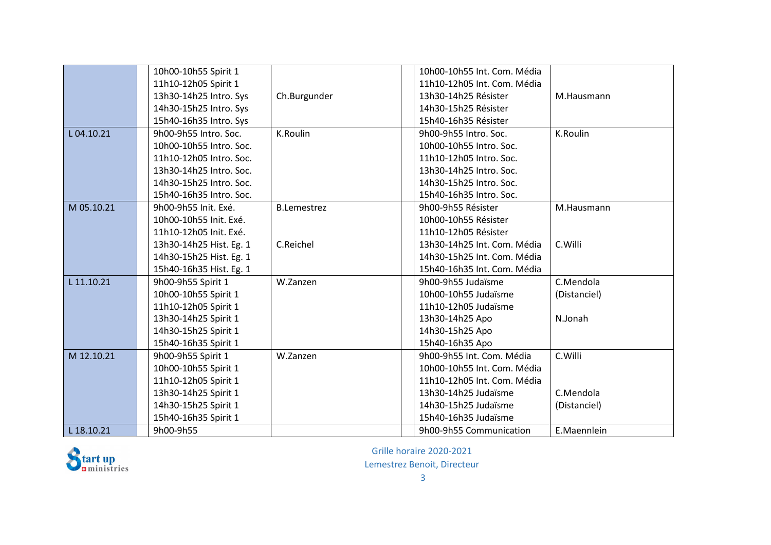| | | | | | | |
|---|---|---|---|---|---|---|
| | | 10h00-10h55 Spirit 1<br>11h10-12h05 Spirit 1<br>13h30-14h25 Intro. Sys<br>14h30-15h25 Intro. Sys<br>15h40-16h35 Intro. Sys | Ch.Burgunder | | 10h00-10h55 Int. Com. Média<br>11h10-12h05 Int. Com. Média<br>13h30-14h25 Résister<br>14h30-15h25 Résister<br>15h40-16h35 Résister | M.Hausmann |
| L 04.10.21 | | 9h00-9h55 Intro. Soc.<br>10h00-10h55 Intro. Soc.<br>11h10-12h05 Intro. Soc.<br>13h30-14h25 Intro. Soc.<br>14h30-15h25 Intro. Soc.<br>15h40-16h35 Intro. Soc. | K.Roulin | | 9h00-9h55 Intro. Soc.<br>10h00-10h55 Intro. Soc.<br>11h10-12h05 Intro. Soc.<br>13h30-14h25 Intro. Soc.<br>14h30-15h25 Intro. Soc.<br>15h40-16h35 Intro. Soc. | K.Roulin |
| M 05.10.21 | | 9h00-9h55 Init. Exé.<br>10h00-10h55 Init. Exé.<br>11h10-12h05 Init. Exé.<br>13h30-14h25 Hist. Eg. 1<br>14h30-15h25 Hist. Eg. 1<br>15h40-16h35 Hist. Eg. 1 | B.Lemestrez<br><br><br>C.Reichel | | 9h00-9h55 Résister<br>10h00-10h55 Résister<br>11h10-12h05 Résister<br>13h30-14h25 Int. Com. Média<br>14h30-15h25 Int. Com. Média<br>15h40-16h35 Int. Com. Média | M.Hausmann<br><br><br>C.Willi |
| L 11.10.21 | | 9h00-9h55 Spirit 1<br>10h00-10h55 Spirit 1<br>11h10-12h05 Spirit 1<br>13h30-14h25 Spirit 1<br>14h30-15h25 Spirit 1<br>15h40-16h35 Spirit 1 | W.Zanzen | | 9h00-9h55 Judaïsme<br>10h00-10h55 Judaïsme<br>11h10-12h05 Judaïsme<br>13h30-14h25 Apo<br>14h30-15h25 Apo<br>15h40-16h35 Apo | C.Mendola<br>(Distanciel)<br><br>N.Jonah |
| M 12.10.21 | | 9h00-9h55 Spirit 1<br>10h00-10h55 Spirit 1<br>11h10-12h05 Spirit 1<br>13h30-14h25 Spirit 1<br>14h30-15h25 Spirit 1<br>15h40-16h35 Spirit 1 | W.Zanzen | | 9h00-9h55 Int. Com. Média<br>10h00-10h55 Int. Com. Média<br>11h10-12h05 Int. Com. Média<br>13h30-14h25 Judaïsme<br>14h30-15h25 Judaïsme<br>15h40-16h35 Judaïsme | C.Willi<br><br><br>C.Mendola<br>(Distanciel) |
| L 18.10.21 | | 9h00-9h55 | | | 9h00-9h55 Communication | E.Maennlein |

Grille horaire 2020-2021
Lemestrez Benoit, Directeur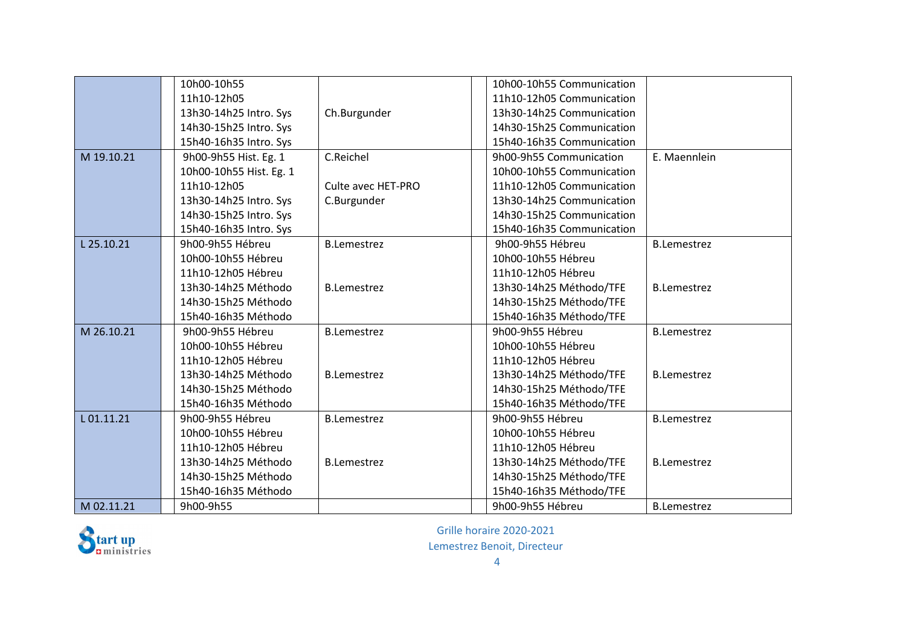| | | | | | | |
|---|---|---|---|---|---|---|
| | | 10h00-10h55<br>11h10-12h05<br>13h30-14h25 Intro. Sys<br>14h30-15h25 Intro. Sys<br>15h40-16h35 Intro. Sys | Ch.Burgunder | | 10h00-10h55 Communication<br>11h10-12h05 Communication<br>13h30-14h25 Communication<br>14h30-15h25 Communication<br>15h40-16h35 Communication | |
| M 19.10.21 | | 9h00-9h55 Hist. Eg. 1<br>10h00-10h55 Hist. Eg. 1<br>11h10-12h05<br>13h30-14h25 Intro. Sys<br>14h30-15h25 Intro. Sys<br>15h40-16h35 Intro. Sys | C.Reichel<br><br>Culte avec HET-PRO<br>C.Burgunder | | 9h00-9h55 Communication<br>10h00-10h55 Communication<br>11h10-12h05 Communication<br>13h30-14h25 Communication<br>14h30-15h25 Communication<br>15h40-16h35 Communication | E. Maennlein |
| L 25.10.21 | | 9h00-9h55 Hébreu<br>10h00-10h55 Hébreu<br>11h10-12h05 Hébreu<br>13h30-14h25 Méthodo<br>14h30-15h25 Méthodo<br>15h40-16h35 Méthodo | B.Lemestrez<br><br><br>B.Lemestrez | | 9h00-9h55 Hébreu<br>10h00-10h55 Hébreu<br>11h10-12h05 Hébreu<br>13h30-14h25 Méthodo/TFE<br>14h30-15h25 Méthodo/TFE<br>15h40-16h35 Méthodo/TFE | B.Lemestrez<br><br><br>B.Lemestrez |
| M 26.10.21 | | 9h00-9h55 Hébreu<br>10h00-10h55 Hébreu<br>11h10-12h05 Hébreu<br>13h30-14h25 Méthodo<br>14h30-15h25 Méthodo<br>15h40-16h35 Méthodo | B.Lemestrez<br><br><br>B.Lemestrez | | 9h00-9h55 Hébreu<br>10h00-10h55 Hébreu<br>11h10-12h05 Hébreu<br>13h30-14h25 Méthodo/TFE<br>14h30-15h25 Méthodo/TFE<br>15h40-16h35 Méthodo/TFE | B.Lemestrez<br><br><br>B.Lemestrez |
| L 01.11.21 | | 9h00-9h55 Hébreu<br>10h00-10h55 Hébreu<br>11h10-12h05 Hébreu<br>13h30-14h25 Méthodo<br>14h30-15h25 Méthodo<br>15h40-16h35 Méthodo | B.Lemestrez<br><br><br>B.Lemestrez | | 9h00-9h55 Hébreu<br>10h00-10h55 Hébreu<br>11h10-12h05 Hébreu<br>13h30-14h25 Méthodo/TFE<br>14h30-15h25 Méthodo/TFE<br>15h40-16h35 Méthodo/TFE | B.Lemestrez<br><br><br>B.Lemestrez |
| M 02.11.21 | | 9h00-9h55 | | | 9h00-9h55 Hébreu | B.Lemestrez |

Grille horaire 2020-2021
Lemestrez Benoit, Directeur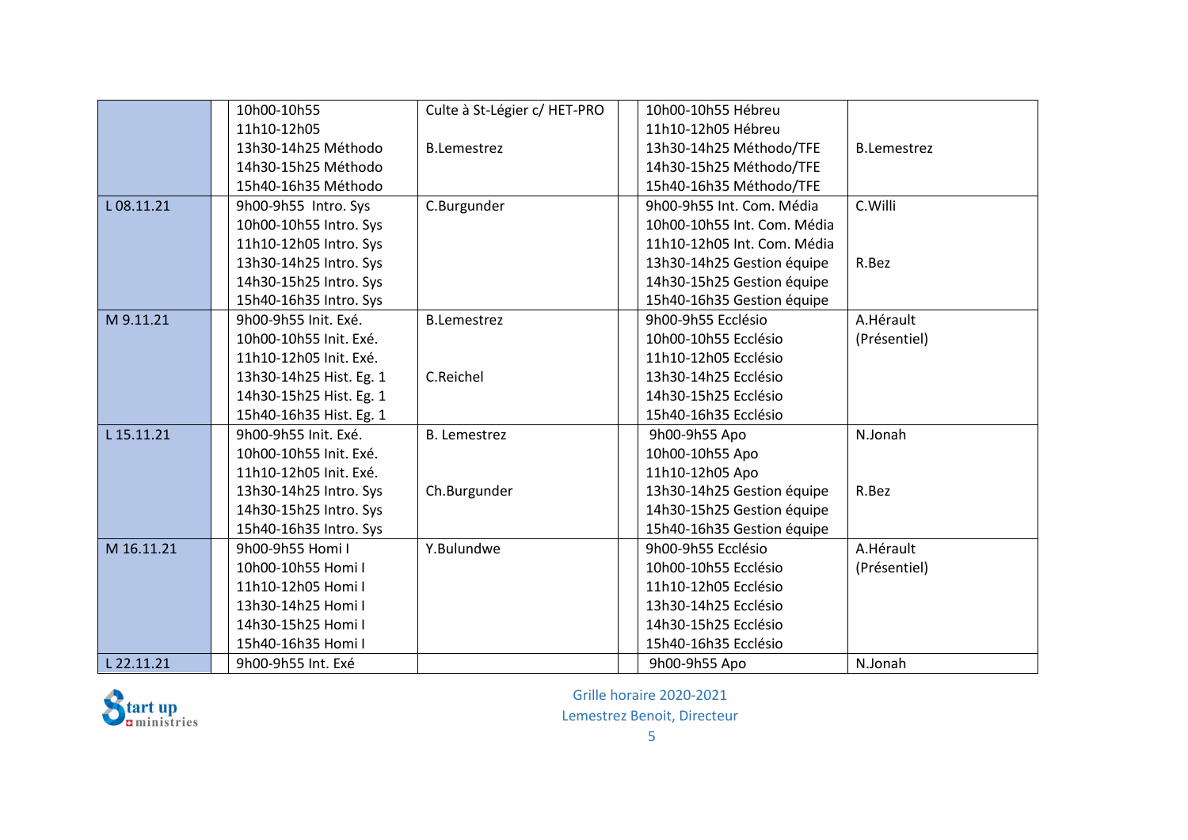| | | | | | | |
|---|---|---|---|---|---|---|
| | | 10h00-10h55<br>11h10-12h05<br>13h30-14h25 Méthodo<br>14h30-15h25 Méthodo<br>15h40-16h35 Méthodo | Culte à St-Légier c/ HET-PRO<br><br>B.Lemestrez | | 10h00-10h55 Hébreu<br>11h10-12h05 Hébreu<br>13h30-14h25 Méthodo/TFE<br>14h30-15h25 Méthodo/TFE<br>15h40-16h35 Méthodo/TFE | <br><br>B.Lemestrez |
| L 08.11.21 | | 9h00-9h55 Intro. Sys<br>10h00-10h55 Intro. Sys<br>11h10-12h05 Intro. Sys<br>13h30-14h25 Intro. Sys<br>14h30-15h25 Intro. Sys<br>15h40-16h35 Intro. Sys | C.Burgunder | | 9h00-9h55 Int. Com. Média<br>10h00-10h55 Int. Com. Média<br>11h10-12h05 Int. Com. Média<br>13h30-14h25 Gestion équipe<br>14h30-15h25 Gestion équipe<br>15h40-16h35 Gestion équipe | C.Willi<br><br><br>R.Bez |
| M 9.11.21 | | 9h00-9h55 Init. Exé.<br>10h00-10h55 Init. Exé.<br>11h10-12h05 Init. Exé.<br>13h30-14h25 Hist. Eg. 1<br>14h30-15h25 Hist. Eg. 1<br>15h40-16h35 Hist. Eg. 1 | B.Lemestrez<br><br><br>C.Reichel | | 9h00-9h55 Ecclésio<br>10h00-10h55 Ecclésio<br>11h10-12h05 Ecclésio<br>13h30-14h25 Ecclésio<br>14h30-15h25 Ecclésio<br>15h40-16h35 Ecclésio | A.Hérault<br>(Présentiel) |
| L 15.11.21 | | 9h00-9h55 Init. Exé.<br>10h00-10h55 Init. Exé.<br>11h10-12h05 Init. Exé.<br>13h30-14h25 Intro. Sys<br>14h30-15h25 Intro. Sys<br>15h40-16h35 Intro. Sys | B. Lemestrez<br><br><br>Ch.Burgunder | | 9h00-9h55 Apo<br>10h00-10h55 Apo<br>11h10-12h05 Apo<br>13h30-14h25 Gestion équipe<br>14h30-15h25 Gestion équipe<br>15h40-16h35 Gestion équipe | N.Jonah<br><br><br>R.Bez |
| M 16.11.21 | | 9h00-9h55 Homi I<br>10h00-10h55 Homi I<br>11h10-12h05 Homi I<br>13h30-14h25 Homi I<br>14h30-15h25 Homi I<br>15h40-16h35 Homi I | Y.Bulundwe | | 9h00-9h55 Ecclésio<br>10h00-10h55 Ecclésio<br>11h10-12h05 Ecclésio<br>13h30-14h25 Ecclésio<br>14h30-15h25 Ecclésio<br>15h40-16h35 Ecclésio | A.Hérault<br>(Présentiel) |
| L 22.11.21 | | 9h00-9h55 Int. Exé | | | 9h00-9h55 Apo | N.Jonah |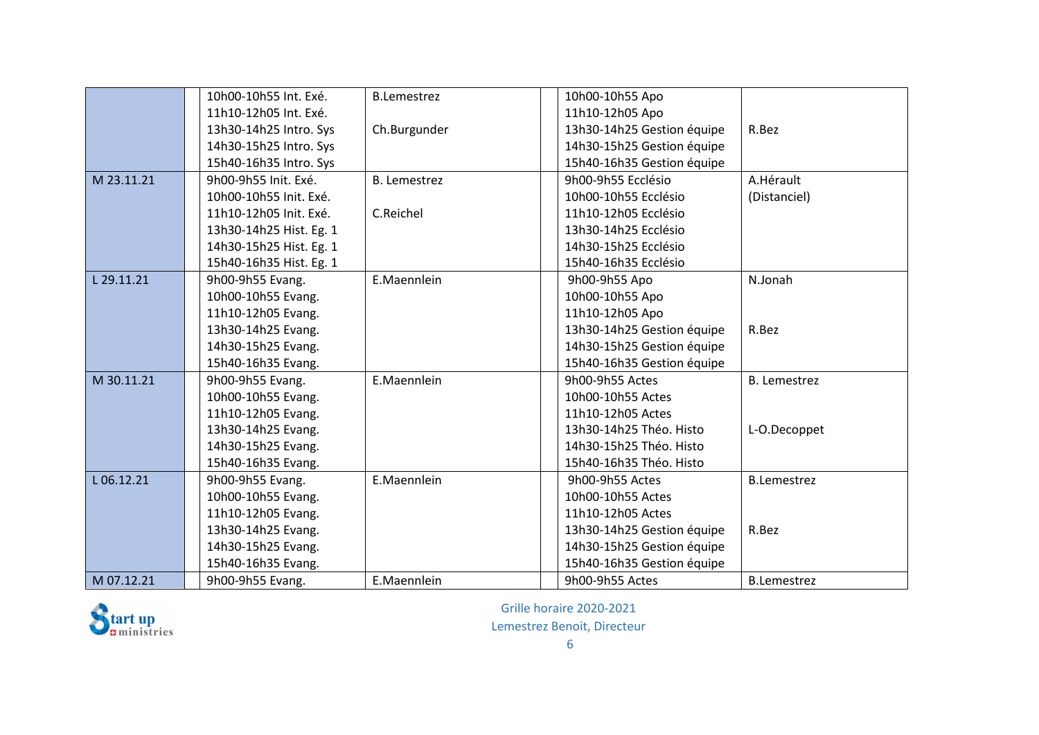| | | | | | | |
|---|---|---|---|---|---|---|
| | | 10h00-10h55 Int. Exé.<br>11h10-12h05 Int. Exé.<br>13h30-14h25 Intro. Sys<br>14h30-15h25 Intro. Sys<br>15h40-16h35 Intro. Sys | B.Lemestrez<br><br>Ch.Burgunder | | 10h00-10h55 Apo<br>11h10-12h05 Apo<br>13h30-14h25 Gestion équipe<br>14h30-15h25 Gestion équipe<br>15h40-16h35 Gestion équipe | <br><br>R.Bez |
| M 23.11.21 | | 9h00-9h55 Init. Exé.<br>10h00-10h55 Init. Exé.<br>11h10-12h05 Init. Exé.<br>13h30-14h25 Hist. Eg. 1<br>14h30-15h25 Hist. Eg. 1<br>15h40-16h35 Hist. Eg. 1 | B. Lemestrez<br><br>C.Reichel | | 9h00-9h55 Ecclésio<br>10h00-10h55 Ecclésio<br>11h10-12h05 Ecclésio<br>13h30-14h25 Ecclésio<br>14h30-15h25 Ecclésio<br>15h40-16h35 Ecclésio | A.Hérault<br>(Distanciel) |
| L 29.11.21 | | 9h00-9h55 Evang.<br>10h00-10h55 Evang.<br>11h10-12h05 Evang.<br>13h30-14h25 Evang.<br>14h30-15h25 Evang.<br>15h40-16h35 Evang. | E.Maennlein | | 9h00-9h55 Apo<br>10h00-10h55 Apo<br>11h10-12h05 Apo<br>13h30-14h25 Gestion équipe<br>14h30-15h25 Gestion équipe<br>15h40-16h35 Gestion équipe | N.Jonah<br><br><br>R.Bez |
| M 30.11.21 | | 9h00-9h55 Evang.<br>10h00-10h55 Evang.<br>11h10-12h05 Evang.<br>13h30-14h25 Evang.<br>14h30-15h25 Evang.<br>15h40-16h35 Evang. | E.Maennlein | | 9h00-9h55 Actes<br>10h00-10h55 Actes<br>11h10-12h05 Actes<br>13h30-14h25 Théo. Histo<br>14h30-15h25 Théo. Histo<br>15h40-16h35 Théo. Histo | B. Lemestrez<br><br><br>L-O.Decoppet |
| L 06.12.21 | | 9h00-9h55 Evang.<br>10h00-10h55 Evang.<br>11h10-12h05 Evang.<br>13h30-14h25 Evang.<br>14h30-15h25 Evang.<br>15h40-16h35 Evang. | E.Maennlein | | 9h00-9h55 Actes<br>10h00-10h55 Actes<br>11h10-12h05 Actes<br>13h30-14h25 Gestion équipe<br>14h30-15h25 Gestion équipe<br>15h40-16h35 Gestion équipe | B.Lemestrez<br><br><br>R.Bez |
| M 07.12.21 | | 9h00-9h55 Evang. | E.Maennlein | | 9h00-9h55 Actes | B.Lemestrez |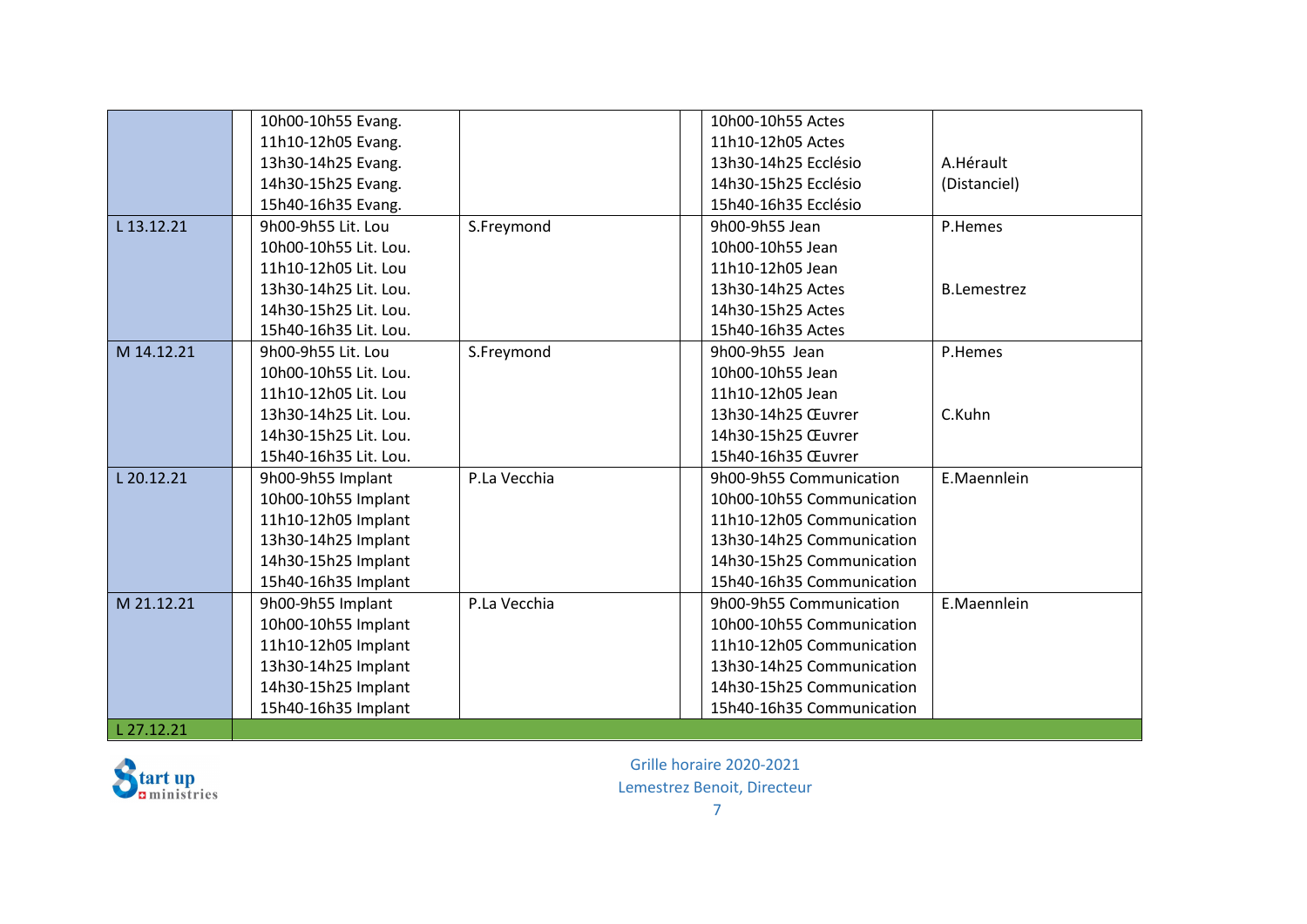|  |  |  |  |  |  |  |
|---|---|---|---|---|---|---|
|  |  | 10h00-10h55 Evang.<br>11h10-12h05 Evang.<br>13h30-14h25 Evang.<br>14h30-15h25 Evang.<br>15h40-16h35 Evang. |  |  | 10h00-10h55 Actes<br>11h10-12h05 Actes<br>13h30-14h25 Ecclésio<br>14h30-15h25 Ecclésio<br>15h40-16h35 Ecclésio | A.Hérault<br>(Distanciel) |
| L 13.12.21 |  | 9h00-9h55 Lit. Lou<br>10h00-10h55 Lit. Lou.<br>11h10-12h05 Lit. Lou<br>13h30-14h25 Lit. Lou.<br>14h30-15h25 Lit. Lou.<br>15h40-16h35 Lit. Lou. | S.Freymond |  | 9h00-9h55 Jean<br>10h00-10h55 Jean<br>11h10-12h05 Jean<br>13h30-14h25 Actes<br>14h30-15h25 Actes<br>15h40-16h35 Actes | P.Hemes<br><br><br>B.Lemestrez |
| M 14.12.21 |  | 9h00-9h55 Lit. Lou<br>10h00-10h55 Lit. Lou.<br>11h10-12h05 Lit. Lou<br>13h30-14h25 Lit. Lou.<br>14h30-15h25 Lit. Lou.<br>15h40-16h35 Lit. Lou. | S.Freymond |  | 9h00-9h55 Jean<br>10h00-10h55 Jean<br>11h10-12h05 Jean<br>13h30-14h25 Œuvrer<br>14h30-15h25 Œuvrer<br>15h40-16h35 Œuvrer | P.Hemes<br><br><br>C.Kuhn |
| L 20.12.21 |  | 9h00-9h55 Implant<br>10h00-10h55 Implant<br>11h10-12h05 Implant<br>13h30-14h25 Implant<br>14h30-15h25 Implant<br>15h40-16h35 Implant | P.La Vecchia |  | 9h00-9h55 Communication<br>10h00-10h55 Communication<br>11h10-12h05 Communication<br>13h30-14h25 Communication<br>14h30-15h25 Communication<br>15h40-16h35 Communication | E.Maennlein |
| M 21.12.21 |  | 9h00-9h55 Implant<br>10h00-10h55 Implant<br>11h10-12h05 Implant<br>13h30-14h25 Implant<br>14h30-15h25 Implant<br>15h40-16h35 Implant | P.La Vecchia |  | 9h00-9h55 Communication<br>10h00-10h55 Communication<br>11h10-12h05 Communication<br>13h30-14h25 Communication<br>14h30-15h25 Communication<br>15h40-16h35 Communication | E.Maennlein |
| L 27.12.21 |  |  |  |  |  |  |

Start up ministries

Grille horaire 2020-2021
Lemestrez Benoit, Directeur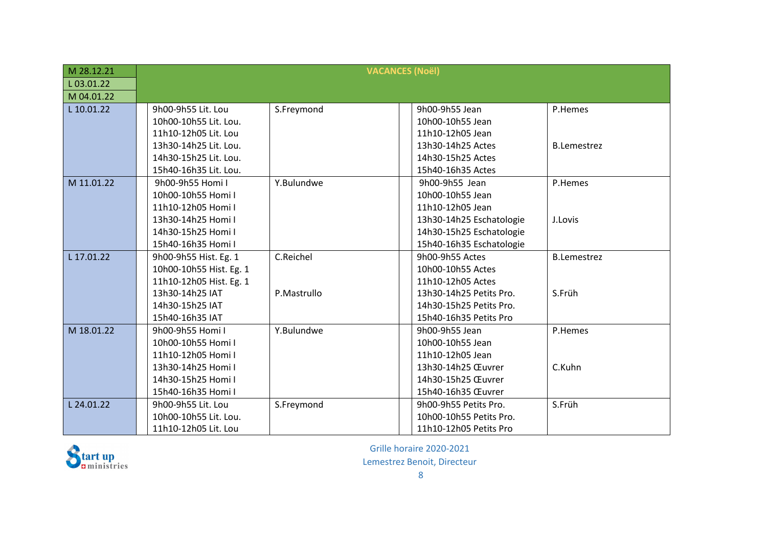| | | | | | |
|---|---|---|---|---|---|
| M 28.12.21 | VACANCES (Noël) | | | | |
| L 03.01.22 | | | | | |
| M 04.01.22 | | | | | |
| L 10.01.22 | 9h00-9h55 Lit. Lou<br>10h00-10h55 Lit. Lou.<br>11h10-12h05 Lit. Lou<br>13h30-14h25 Lit. Lou.<br>14h30-15h25 Lit. Lou.<br>15h40-16h35 Lit. Lou. | S.Freymond | 9h00-9h55 Jean<br>10h00-10h55 Jean<br>11h10-12h05 Jean<br>13h30-14h25 Actes<br>14h30-15h25 Actes<br>15h40-16h35 Actes | P.Hemes<br><br><br>B.Lemestrez | |
| M 11.01.22 | 9h00-9h55 Homi I<br>10h00-10h55 Homi I<br>11h10-12h05 Homi I<br>13h30-14h25 Homi I<br>14h30-15h25 Homi I<br>15h40-16h35 Homi I | Y.Bulundwe | 9h00-9h55 Jean<br>10h00-10h55 Jean<br>11h10-12h05 Jean<br>13h30-14h25 Eschatologie<br>14h30-15h25 Eschatologie<br>15h40-16h35 Eschatologie | P.Hemes<br><br><br>J.Lovis | |
| L 17.01.22 | 9h00-9h55 Hist. Eg. 1<br>10h00-10h55 Hist. Eg. 1<br>11h10-12h05 Hist. Eg. 1<br>13h30-14h25 IAT<br>14h30-15h25 IAT<br>15h40-16h35 IAT | C.Reichel<br><br><br>P.Mastrullo | 9h00-9h55 Actes<br>10h00-10h55 Actes<br>11h10-12h05 Actes<br>13h30-14h25 Petits Pro.<br>14h30-15h25 Petits Pro.<br>15h40-16h35 Petits Pro | B.Lemestrez<br><br><br>S.Früh | |
| M 18.01.22 | 9h00-9h55 Homi I<br>10h00-10h55 Homi I<br>11h10-12h05 Homi I<br>13h30-14h25 Homi I<br>14h30-15h25 Homi I<br>15h40-16h35 Homi I | Y.Bulundwe | 9h00-9h55 Jean<br>10h00-10h55 Jean<br>11h10-12h05 Jean<br>13h30-14h25 Œuvrer<br>14h30-15h25 Œuvrer<br>15h40-16h35 Œuvrer | P.Hemes<br><br><br>C.Kuhn | |
| L 24.01.22 | 9h00-9h55 Lit. Lou<br>10h00-10h55 Lit. Lou.<br>11h10-12h05 Lit. Lou | S.Freymond | 9h00-9h55 Petits Pro.<br>10h00-10h55 Petits Pro.<br>11h10-12h05 Petits Pro | S.Früh | |

Grille horaire 2020-2021
Lemestrez Benoit, Directeur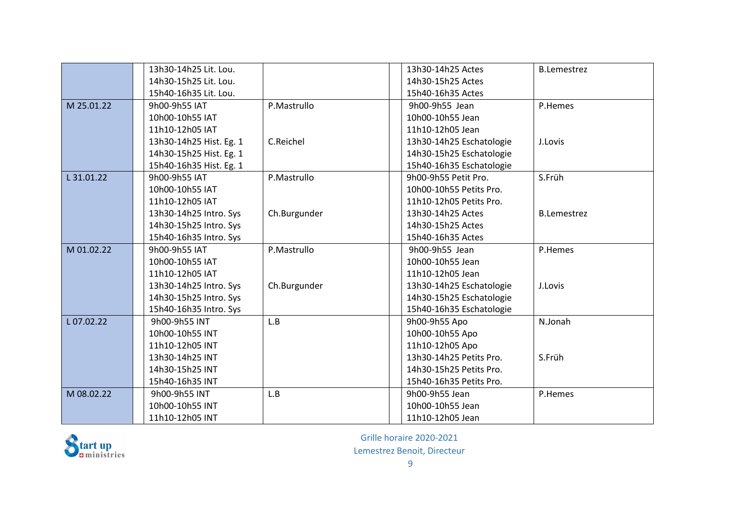| | | | | | | |
|---|---|---|---|---|---|---|
| | | 13h30-14h25 Lit. Lou.<br>14h30-15h25 Lit. Lou.<br>15h40-16h35 Lit. Lou. | | | 13h30-14h25 Actes<br>14h30-15h25 Actes<br>15h40-16h35 Actes | B.Lemestrez |
| M 25.01.22 | | 9h00-9h55 IAT<br>10h00-10h55 IAT<br>11h10-12h05 IAT<br>13h30-14h25 Hist. Eg. 1<br>14h30-15h25 Hist. Eg. 1<br>15h40-16h35 Hist. Eg. 1 | P.Mastrullo<br><br><br>C.Reichel | | 9h00-9h55 Jean<br>10h00-10h55 Jean<br>11h10-12h05 Jean<br>13h30-14h25 Eschatologie<br>14h30-15h25 Eschatologie<br>15h40-16h35 Eschatologie | P.Hemes<br><br><br>J.Lovis |
| L 31.01.22 | | 9h00-9h55 IAT<br>10h00-10h55 IAT<br>11h10-12h05 IAT<br>13h30-14h25 Intro. Sys<br>14h30-15h25 Intro. Sys<br>15h40-16h35 Intro. Sys | P.Mastrullo<br><br><br>Ch.Burgunder | | 9h00-9h55 Petit Pro.<br>10h00-10h55 Petits Pro.<br>11h10-12h05 Petits Pro.<br>13h30-14h25 Actes<br>14h30-15h25 Actes<br>15h40-16h35 Actes | S.Früh<br><br><br>B.Lemestrez |
| M 01.02.22 | | 9h00-9h55 IAT<br>10h00-10h55 IAT<br>11h10-12h05 IAT<br>13h30-14h25 Intro. Sys<br>14h30-15h25 Intro. Sys<br>15h40-16h35 Intro. Sys | P.Mastrullo<br><br><br>Ch.Burgunder | | 9h00-9h55 Jean<br>10h00-10h55 Jean<br>11h10-12h05 Jean<br>13h30-14h25 Eschatologie<br>14h30-15h25 Eschatologie<br>15h40-16h35 Eschatologie | P.Hemes<br><br><br>J.Lovis |
| L 07.02.22 | | 9h00-9h55 INT<br>10h00-10h55 INT<br>11h10-12h05 INT<br>13h30-14h25 INT<br>14h30-15h25 INT<br>15h40-16h35 INT | L.B | | 9h00-9h55 Apo<br>10h00-10h55 Apo<br>11h10-12h05 Apo<br>13h30-14h25 Petits Pro.<br>14h30-15h25 Petits Pro.<br>15h40-16h35 Petits Pro. | N.Jonah<br><br><br>S.Früh |
| M 08.02.22 | | 9h00-9h55 INT<br>10h00-10h55 INT<br>11h10-12h05 INT | L.B | | 9h00-9h55 Jean<br>10h00-10h55 Jean<br>11h10-12h05 Jean | P.Hemes |

Grille horaire 2020-2021
Lemestrez Benoit, Directeur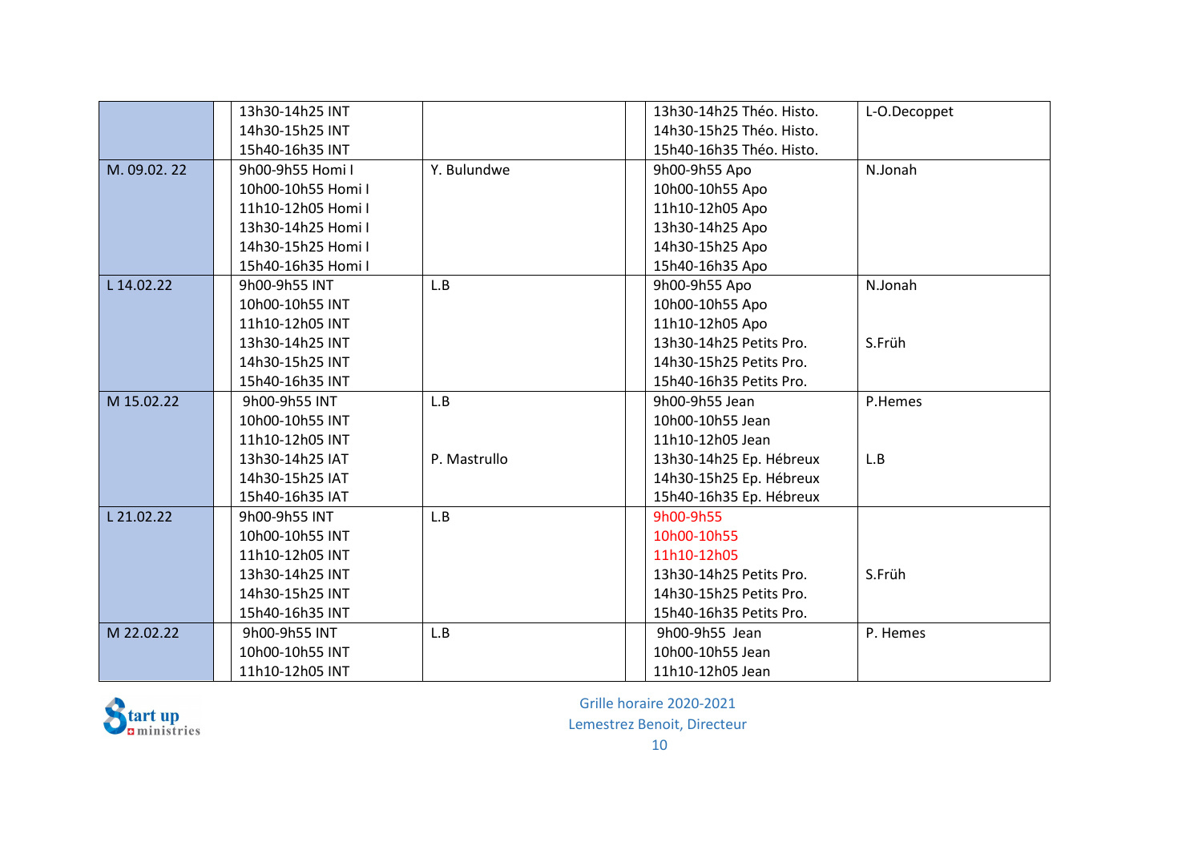| | | | | | |
|---|---|---|---|---|---|
| | | 13h30-14h25 INT<br>14h30-15h25 INT<br>15h40-16h35 INT | | | 13h30-14h25 Théo. Histo.<br>14h30-15h25 Théo. Histo.<br>15h40-16h35 Théo. Histo. | L-O.Decoppet |
| M. 09.02. 22 | | 9h00-9h55 Homi I<br>10h00-10h55 Homi I<br>11h10-12h05 Homi I<br>13h30-14h25 Homi I<br>14h30-15h25 Homi I<br>15h40-16h35 Homi I | Y. Bulundwe | | 9h00-9h55 Apo<br>10h00-10h55 Apo<br>11h10-12h05 Apo<br>13h30-14h25 Apo<br>14h30-15h25 Apo<br>15h40-16h35 Apo | N.Jonah |
| L 14.02.22 | | 9h00-9h55 INT<br>10h00-10h55 INT<br>11h10-12h05 INT<br>13h30-14h25 INT<br>14h30-15h25 INT<br>15h40-16h35 INT | L.B | | 9h00-9h55 Apo<br>10h00-10h55 Apo<br>11h10-12h05 Apo<br>13h30-14h25 Petits Pro.<br>14h30-15h25 Petits Pro.<br>15h40-16h35 Petits Pro. | N.Jonah<br><br><br>S.Früh |
| M 15.02.22 | | 9h00-9h55 INT<br>10h00-10h55 INT<br>11h10-12h05 INT<br>13h30-14h25 IAT<br>14h30-15h25 IAT<br>15h40-16h35 IAT | L.B<br><br><br>P. Mastrullo | | 9h00-9h55 Jean<br>10h00-10h55 Jean<br>11h10-12h05 Jean<br>13h30-14h25 Ep. Hébreux<br>14h30-15h25 Ep. Hébreux<br>15h40-16h35 Ep. Hébreux | P.Hemes<br><br><br>L.B |
| L 21.02.22 | | 9h00-9h55 INT<br>10h00-10h55 INT<br>11h10-12h05 INT<br>13h30-14h25 INT<br>14h30-15h25 INT<br>15h40-16h35 INT | L.B | | 9h00-9h55<br>10h00-10h55<br>11h10-12h05<br>13h30-14h25 Petits Pro.<br>14h30-15h25 Petits Pro.<br>15h40-16h35 Petits Pro. | <br><br><br>S.Früh |
| M 22.02.22 | | 9h00-9h55 INT<br>10h00-10h55 INT<br>11h10-12h05 INT | L.B | | 9h00-9h55 Jean<br>10h00-10h55 Jean<br>11h10-12h05 Jean | P. Hemes |

Start up ministries

Grille horaire 2020-2021
Lemestrez Benoit, Directeur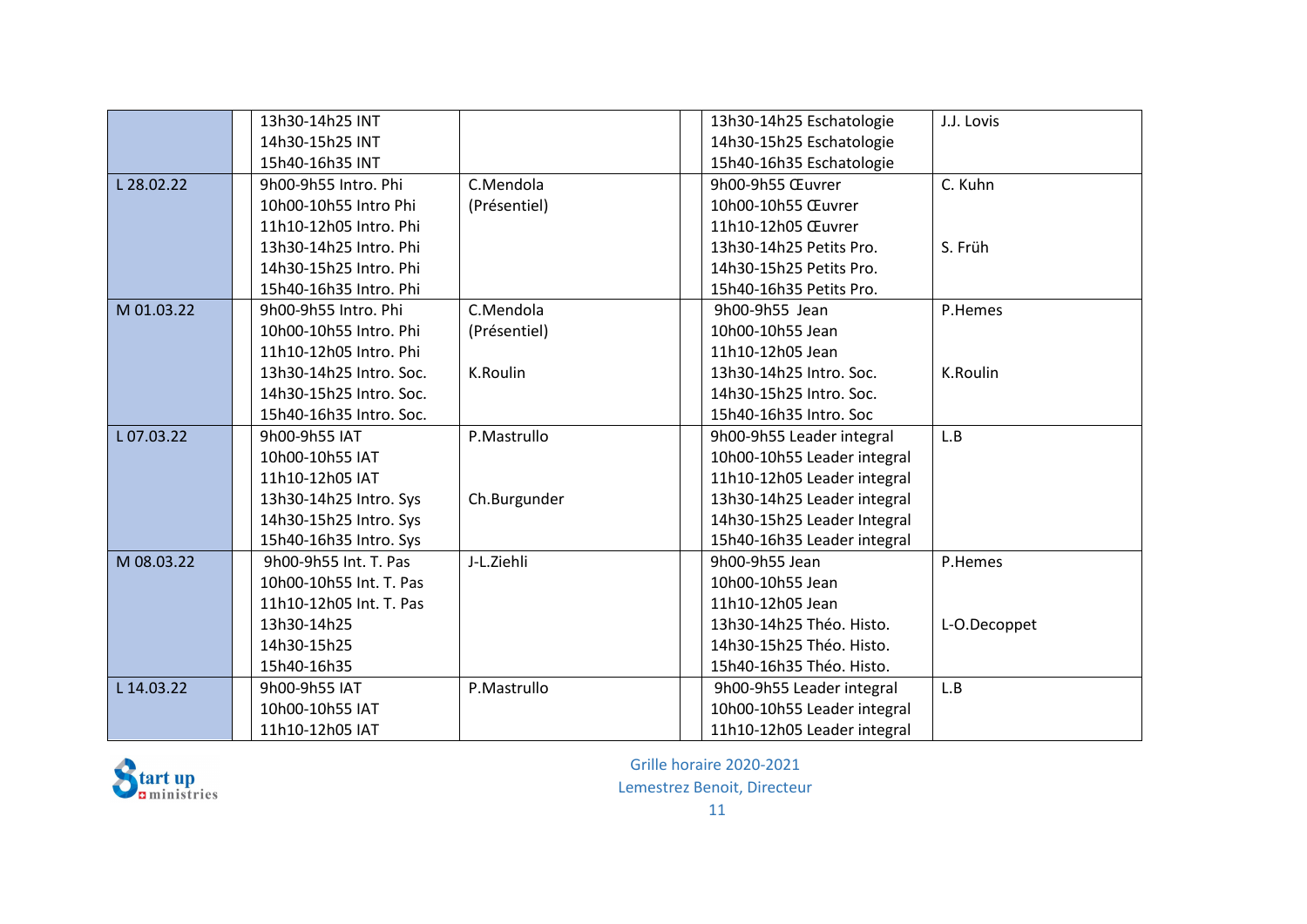| | | | | | | |
|---|---|---|---|---|---|---|
| | | 13h30-14h25 INT<br>14h30-15h25 INT<br>15h40-16h35 INT | | | 13h30-14h25 Eschatologie<br>14h30-15h25 Eschatologie<br>15h40-16h35 Eschatologie | J.J. Lovis |
| L 28.02.22 | | 9h00-9h55 Intro. Phi<br>10h00-10h55 Intro Phi<br>11h10-12h05 Intro. Phi<br>13h30-14h25 Intro. Phi<br>14h30-15h25 Intro. Phi<br>15h40-16h35 Intro. Phi | C.Mendola<br>(Présentiel) | | 9h00-9h55 Œuvrer<br>10h00-10h55 Œuvrer<br>11h10-12h05 Œuvrer<br>13h30-14h25 Petits Pro.<br>14h30-15h25 Petits Pro.<br>15h40-16h35 Petits Pro. | C. Kuhn<br><br><br>S. Früh |
| M 01.03.22 | | 9h00-9h55 Intro. Phi<br>10h00-10h55 Intro. Phi<br>11h10-12h05 Intro. Phi<br>13h30-14h25 Intro. Soc.<br>14h30-15h25 Intro. Soc.<br>15h40-16h35 Intro. Soc. | C.Mendola<br>(Présentiel)<br><br>K.Roulin | | 9h00-9h55 Jean<br>10h00-10h55 Jean<br>11h10-12h05 Jean<br>13h30-14h25 Intro. Soc.<br>14h30-15h25 Intro. Soc.<br>15h40-16h35 Intro. Soc | P.Hemes<br><br><br>K.Roulin |
| L 07.03.22 | | 9h00-9h55 IAT<br>10h00-10h55 IAT<br>11h10-12h05 IAT<br>13h30-14h25 Intro. Sys<br>14h30-15h25 Intro. Sys<br>15h40-16h35 Intro. Sys | P.Mastrullo<br><br><br>Ch.Burgunder | | 9h00-9h55 Leader integral<br>10h00-10h55 Leader integral<br>11h10-12h05 Leader integral<br>13h30-14h25 Leader integral<br>14h30-15h25 Leader Integral<br>15h40-16h35 Leader integral | L.B |
| M 08.03.22 | | 9h00-9h55 Int. T. Pas<br>10h00-10h55 Int. T. Pas<br>11h10-12h05 Int. T. Pas<br>13h30-14h25<br>14h30-15h25<br>15h40-16h35 | J-L.Ziehli | | 9h00-9h55 Jean<br>10h00-10h55 Jean<br>11h10-12h05 Jean<br>13h30-14h25 Théo. Histo.<br>14h30-15h25 Théo. Histo.<br>15h40-16h35 Théo. Histo. | P.Hemes<br><br><br>L-O.Decoppet |
| L 14.03.22 | | 9h00-9h55 IAT<br>10h00-10h55 IAT<br>11h10-12h05 IAT | P.Mastrullo | | 9h00-9h55 Leader integral<br>10h00-10h55 Leader integral<br>11h10-12h05 Leader integral | L.B |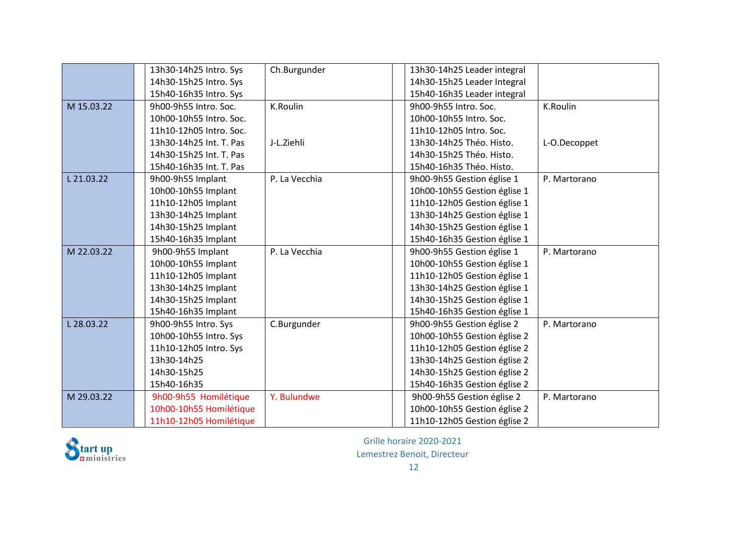| | | | | | |
|---|---|---|---|---|---|
| | | 13h30-14h25 Intro. Sys<br>14h30-15h25 Intro. Sys<br>15h40-16h35 Intro. Sys | Ch.Burgunder | | 13h30-14h25 Leader integral<br>14h30-15h25 Leader Integral<br>15h40-16h35 Leader integral | |
| M 15.03.22 | | 9h00-9h55 Intro. Soc.<br>10h00-10h55 Intro. Soc.<br>11h10-12h05 Intro. Soc.<br>13h30-14h25 Int. T. Pas<br>14h30-15h25 Int. T. Pas<br>15h40-16h35 Int. T. Pas | K.Roulin<br><br><br>J-L.Ziehli | | 9h00-9h55 Intro. Soc.<br>10h00-10h55 Intro. Soc.<br>11h10-12h05 Intro. Soc.<br>13h30-14h25 Théo. Histo.<br>14h30-15h25 Théo. Histo.<br>15h40-16h35 Théo. Histo. | K.Roulin<br><br><br>L-O.Decoppet |
| L 21.03.22 | | 9h00-9h55 Implant<br>10h00-10h55 Implant<br>11h10-12h05 Implant<br>13h30-14h25 Implant<br>14h30-15h25 Implant<br>15h40-16h35 Implant | P. La Vecchia | | 9h00-9h55 Gestion église 1<br>10h00-10h55 Gestion église 1<br>11h10-12h05 Gestion église 1<br>13h30-14h25 Gestion église 1<br>14h30-15h25 Gestion église 1<br>15h40-16h35 Gestion église 1 | P. Martorano |
| M 22.03.22 | | 9h00-9h55 Implant<br>10h00-10h55 Implant<br>11h10-12h05 Implant<br>13h30-14h25 Implant<br>14h30-15h25 Implant<br>15h40-16h35 Implant | P. La Vecchia | | 9h00-9h55 Gestion église 1<br>10h00-10h55 Gestion église 1<br>11h10-12h05 Gestion église 1<br>13h30-14h25 Gestion église 1<br>14h30-15h25 Gestion église 1<br>15h40-16h35 Gestion église 1 | P. Martorano |
| L 28.03.22 | | 9h00-9h55 Intro. Sys<br>10h00-10h55 Intro. Sys<br>11h10-12h05 Intro. Sys<br>13h30-14h25<br>14h30-15h25<br>15h40-16h35 | C.Burgunder | | 9h00-9h55 Gestion église 2<br>10h00-10h55 Gestion église 2<br>11h10-12h05 Gestion église 2<br>13h30-14h25 Gestion église 2<br>14h30-15h25 Gestion église 2<br>15h40-16h35 Gestion église 2 | P. Martorano |
| M 29.03.22 | | 9h00-9h55 Homilétique<br>10h00-10h55 Homilétique<br>11h10-12h05 Homilétique | Y. Bulundwe | | 9h00-9h55 Gestion église 2<br>10h00-10h55 Gestion église 2<br>11h10-12h05 Gestion église 2 | P. Martorano |

Grille horaire 2020-2021
Lemestrez Benoit, Directeur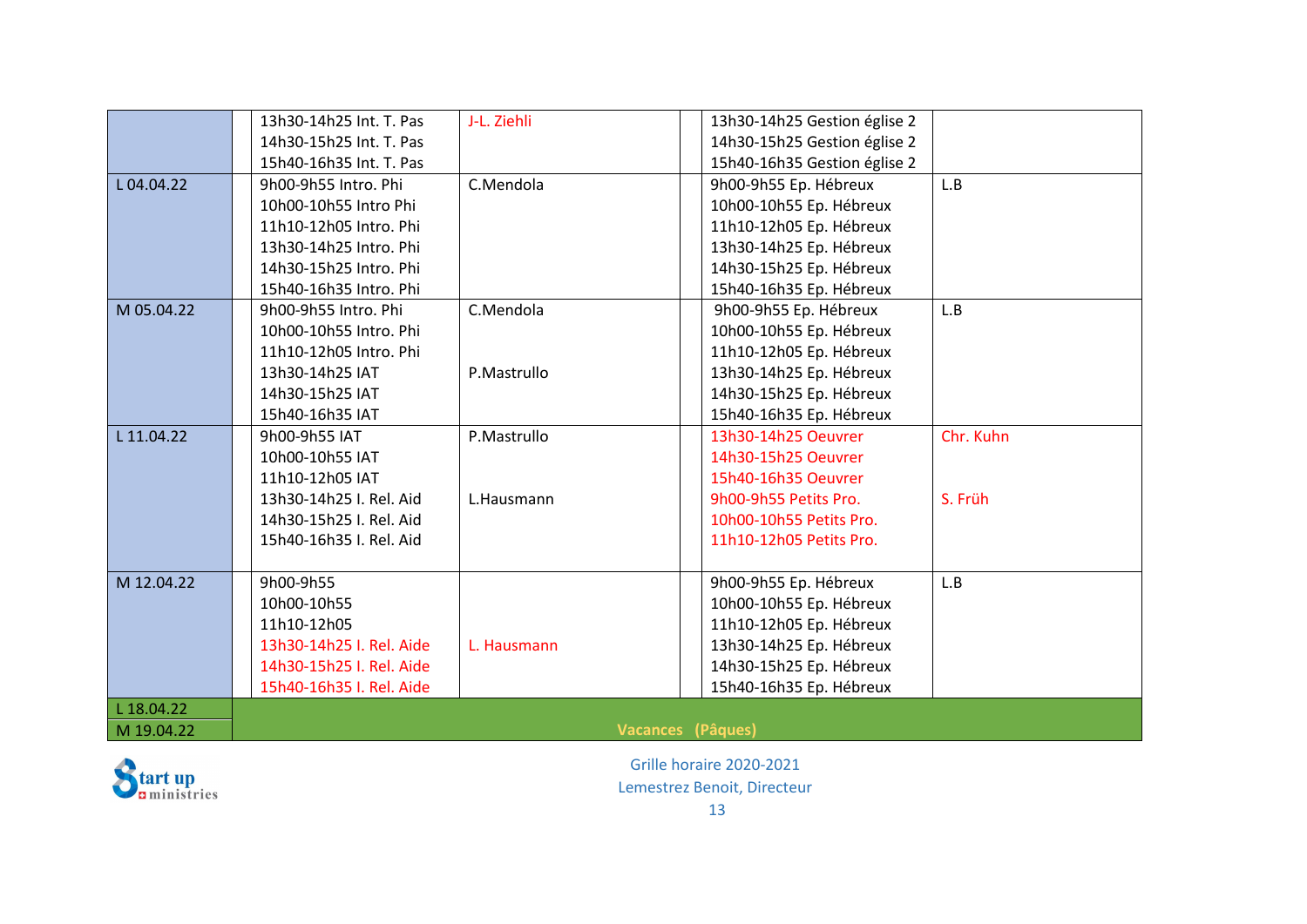| | | | | | | |
|---|---|---|---|---|---|---|
| | | 13h30-14h25 Int. T. Pas<br>14h30-15h25 Int. T. Pas<br>15h40-16h35 Int. T. Pas | J-L. Ziehli | | 13h30-14h25 Gestion église 2<br>14h30-15h25 Gestion église 2<br>15h40-16h35 Gestion église 2 | |
| L 04.04.22 | | 9h00-9h55 Intro. Phi<br>10h00-10h55 Intro Phi<br>11h10-12h05 Intro. Phi<br>13h30-14h25 Intro. Phi<br>14h30-15h25 Intro. Phi<br>15h40-16h35 Intro. Phi | C.Mendola | | 9h00-9h55 Ep. Hébreux<br>10h00-10h55 Ep. Hébreux<br>11h10-12h05 Ep. Hébreux<br>13h30-14h25 Ep. Hébreux<br>14h30-15h25 Ep. Hébreux<br>15h40-16h35 Ep. Hébreux | L.B |
| M 05.04.22 | | 9h00-9h55 Intro. Phi<br>10h00-10h55 Intro. Phi<br>11h10-12h05 Intro. Phi<br>13h30-14h25 IAT<br>14h30-15h25 IAT<br>15h40-16h35 IAT | C.Mendola<br><br><br>P.Mastrullo | | 9h00-9h55 Ep. Hébreux<br>10h00-10h55 Ep. Hébreux<br>11h10-12h05 Ep. Hébreux<br>13h30-14h25 Ep. Hébreux<br>14h30-15h25 Ep. Hébreux<br>15h40-16h35 Ep. Hébreux | L.B |
| L 11.04.22 | | 9h00-9h55 IAT<br>10h00-10h55 IAT<br>11h10-12h05 IAT<br>13h30-14h25 I. Rel. Aid<br>14h30-15h25 I. Rel. Aid<br>15h40-16h35 I. Rel. Aid | P.Mastrullo<br><br><br>L.Hausmann | | 13h30-14h25 Oeuvrer<br>14h30-15h25 Oeuvrer<br>15h40-16h35 Oeuvrer<br>9h00-9h55 Petits Pro.<br>10h00-10h55 Petits Pro.<br>11h10-12h05 Petits Pro. | Chr. Kuhn<br><br><br>S. Früh |
| M 12.04.22 | | 9h00-9h55<br>10h00-10h55<br>11h10-12h05<br>13h30-14h25 I. Rel. Aide<br>14h30-15h25 I. Rel. Aide<br>15h40-16h35 I. Rel. Aide | <br><br><br>L. Hausmann | | 9h00-9h55 Ep. Hébreux<br>10h00-10h55 Ep. Hébreux<br>11h10-12h05 Ep. Hébreux<br>13h30-14h25 Ep. Hébreux<br>14h30-15h25 Ep. Hébreux<br>15h40-16h35 Ep. Hébreux | L.B |
| L 18.04.22<br>M 19.04.22 | Vacances (Pâques) | | | | | |

Start up ministries

Grille horaire 2020-2021
Lemestrez Benoit, Directeur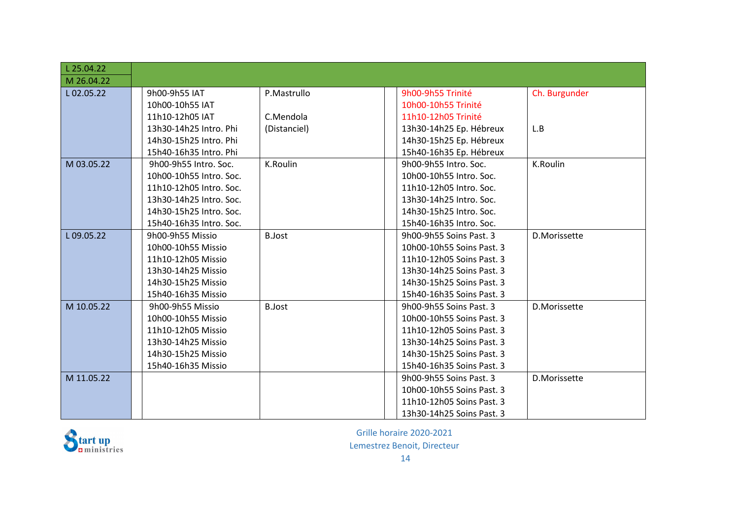| | | | | | | |
|---|---|---|---|---|---|---|
| L 25.04.22 | | | | | | |
| M 26.04.22 | | | | | | |
| L 02.05.22 | | 9h00-9h55 IAT<br>10h00-10h55 IAT<br>11h10-12h05 IAT<br>13h30-14h25 Intro. Phi<br>14h30-15h25 Intro. Phi<br>15h40-16h35 Intro. Phi | P.Mastrullo<br><br>C.Mendola<br>(Distanciel) | | 9h00-9h55 Trinité<br>10h00-10h55 Trinité<br>11h10-12h05 Trinité<br>13h30-14h25 Ep. Hébreux<br>14h30-15h25 Ep. Hébreux<br>15h40-16h35 Ep. Hébreux | Ch. Burgunder<br><br><br>L.B |
| M 03.05.22 | | 9h00-9h55 Intro. Soc.<br>10h00-10h55 Intro. Soc.<br>11h10-12h05 Intro. Soc.<br>13h30-14h25 Intro. Soc.<br>14h30-15h25 Intro. Soc.<br>15h40-16h35 Intro. Soc. | K.Roulin | | 9h00-9h55 Intro. Soc.<br>10h00-10h55 Intro. Soc.<br>11h10-12h05 Intro. Soc.<br>13h30-14h25 Intro. Soc.<br>14h30-15h25 Intro. Soc.<br>15h40-16h35 Intro. Soc. | K.Roulin |
| L 09.05.22 | | 9h00-9h55 Missio<br>10h00-10h55 Missio<br>11h10-12h05 Missio<br>13h30-14h25 Missio<br>14h30-15h25 Missio<br>15h40-16h35 Missio | B.Jost | | 9h00-9h55 Soins Past. 3<br>10h00-10h55 Soins Past. 3<br>11h10-12h05 Soins Past. 3<br>13h30-14h25 Soins Past. 3<br>14h30-15h25 Soins Past. 3<br>15h40-16h35 Soins Past. 3 | D.Morissette |
| M 10.05.22 | | 9h00-9h55 Missio<br>10h00-10h55 Missio<br>11h10-12h05 Missio<br>13h30-14h25 Missio<br>14h30-15h25 Missio<br>15h40-16h35 Missio | B.Jost | | 9h00-9h55 Soins Past. 3<br>10h00-10h55 Soins Past. 3<br>11h10-12h05 Soins Past. 3<br>13h30-14h25 Soins Past. 3<br>14h30-15h25 Soins Past. 3<br>15h40-16h35 Soins Past. 3 | D.Morissette |
| M 11.05.22 | | | | | 9h00-9h55 Soins Past. 3<br>10h00-10h55 Soins Past. 3<br>11h10-12h05 Soins Past. 3<br>13h30-14h25 Soins Past. 3 | D.Morissette |

Start up ministries

Grille horaire 2020-2021
Lemestrez Benoit, Directeur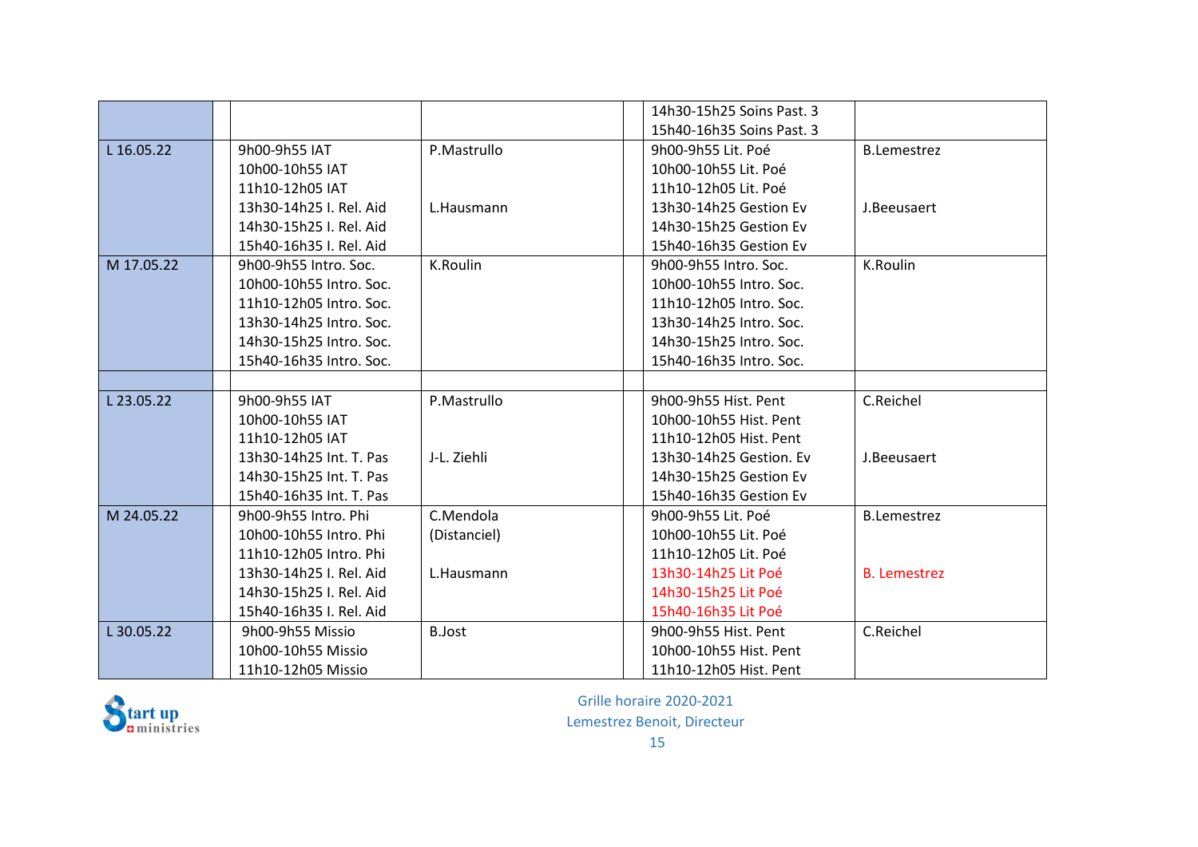| | | | | | |
|---|---|---|---|---|---|
| | | | | 14h30-15h25 Soins Past. 3<br>15h40-16h35 Soins Past. 3 | |
| L 16.05.22 | | 9h00-9h55 IAT<br>10h00-10h55 IAT<br>11h10-12h05 IAT<br>13h30-14h25 I. Rel. Aid<br>14h30-15h25 I. Rel. Aid<br>15h40-16h35 I. Rel. Aid | P.Mastrullo<br><br><br>L.Hausmann | | 9h00-9h55 Lit. Poé<br>10h00-10h55 Lit. Poé<br>11h10-12h05 Lit. Poé<br>13h30-14h25 Gestion Ev<br>14h30-15h25 Gestion Ev<br>15h40-16h35 Gestion Ev | B.Lemestrez<br><br><br>J.Beeusaert |
| M 17.05.22 | | 9h00-9h55 Intro. Soc.<br>10h00-10h55 Intro. Soc.<br>11h10-12h05 Intro. Soc.<br>13h30-14h25 Intro. Soc.<br>14h30-15h25 Intro. Soc.<br>15h40-16h35 Intro. Soc. | K.Roulin | | 9h00-9h55 Intro. Soc.<br>10h00-10h55 Intro. Soc.<br>11h10-12h05 Intro. Soc.<br>13h30-14h25 Intro. Soc.<br>14h30-15h25 Intro. Soc.<br>15h40-16h35 Intro. Soc. | K.Roulin |
| | | | | | | |
| L 23.05.22 | | 9h00-9h55 IAT<br>10h00-10h55 IAT<br>11h10-12h05 IAT<br>13h30-14h25 Int. T. Pas<br>14h30-15h25 Int. T. Pas<br>15h40-16h35 Int. T. Pas | P.Mastrullo<br><br><br>J-L. Ziehli | | 9h00-9h55 Hist. Pent<br>10h00-10h55 Hist. Pent<br>11h10-12h05 Hist. Pent<br>13h30-14h25 Gestion. Ev<br>14h30-15h25 Gestion Ev<br>15h40-16h35 Gestion Ev | C.Reichel<br><br><br>J.Beeusaert |
| M 24.05.22 | | 9h00-9h55 Intro. Phi<br>10h00-10h55 Intro. Phi<br>11h10-12h05 Intro. Phi<br>13h30-14h25 I. Rel. Aid<br>14h30-15h25 I. Rel. Aid<br>15h40-16h35 I. Rel. Aid | C.Mendola<br>(Distanciel)<br><br>L.Hausmann | | 9h00-9h55 Lit. Poé<br>10h00-10h55 Lit. Poé<br>11h10-12h05 Lit. Poé<br>13h30-14h25 Lit Poé<br>14h30-15h25 Lit Poé<br>15h40-16h35 Lit Poé | B.Lemestrez<br><br><br>B. Lemestrez |
| L 30.05.22 | | 9h00-9h55 Missio<br>10h00-10h55 Missio<br>11h10-12h05 Missio | B.Jost | | 9h00-9h55 Hist. Pent<br>10h00-10h55 Hist. Pent<br>11h10-12h05 Hist. Pent | C.Reichel |

Grille horaire 2020-2021
Lemestrez Benoit, Directeur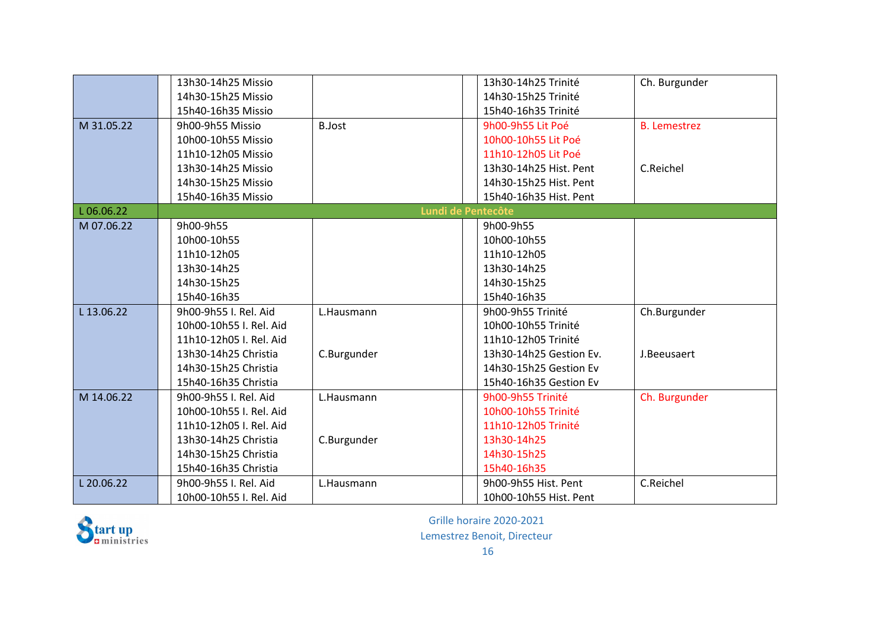| | | | | | | |
|---|---|---|---|---|---|---|
| | | 13h30-14h25 Missio<br>14h30-15h25 Missio<br>15h40-16h35 Missio | | | 13h30-14h25 Trinité<br>14h30-15h25 Trinité<br>15h40-16h35 Trinité | Ch. Burgunder |
| M 31.05.22 | | 9h00-9h55 Missio<br>10h00-10h55 Missio<br>11h10-12h05 Missio<br>13h30-14h25 Missio<br>14h30-15h25 Missio<br>15h40-16h35 Missio | B.Jost | | 9h00-9h55 Lit Poé<br>10h00-10h55 Lit Poé<br>11h10-12h05 Lit Poé<br>13h30-14h25 Hist. Pent<br>14h30-15h25 Hist. Pent<br>15h40-16h35 Hist. Pent | B. Lemestrez<br><br><br>C.Reichel |
| L 06.06.22 | Lundi de Pentecôte | | | | | |
| M 07.06.22 | | 9h00-9h55<br>10h00-10h55<br>11h10-12h05<br>13h30-14h25<br>14h30-15h25<br>15h40-16h35 | | | 9h00-9h55<br>10h00-10h55<br>11h10-12h05<br>13h30-14h25<br>14h30-15h25<br>15h40-16h35 | |
| L 13.06.22 | | 9h00-9h55 I. Rel. Aid<br>10h00-10h55 I. Rel. Aid<br>11h10-12h05 I. Rel. Aid<br>13h30-14h25 Christia<br>14h30-15h25 Christia<br>15h40-16h35 Christia | L.Hausmann<br><br><br>C.Burgunder | | 9h00-9h55 Trinité<br>10h00-10h55 Trinité<br>11h10-12h05 Trinité<br>13h30-14h25 Gestion Ev.<br>14h30-15h25 Gestion Ev<br>15h40-16h35 Gestion Ev | Ch.Burgunder<br><br><br>J.Beeusaert |
| M 14.06.22 | | 9h00-9h55 I. Rel. Aid<br>10h00-10h55 I. Rel. Aid<br>11h10-12h05 I. Rel. Aid<br>13h30-14h25 Christia<br>14h30-15h25 Christia<br>15h40-16h35 Christia | L.Hausmann<br><br><br>C.Burgunder | | 9h00-9h55 Trinité<br>10h00-10h55 Trinité<br>11h10-12h05 Trinité<br>13h30-14h25<br>14h30-15h25<br>15h40-16h35 | Ch. Burgunder |
| L 20.06.22 | | 9h00-9h55 I. Rel. Aid<br>10h00-10h55 I. Rel. Aid | L.Hausmann | | 9h00-9h55 Hist. Pent<br>10h00-10h55 Hist. Pent | C.Reichel |

Grille horaire 2020-2021
Lemestrez Benoit, Directeur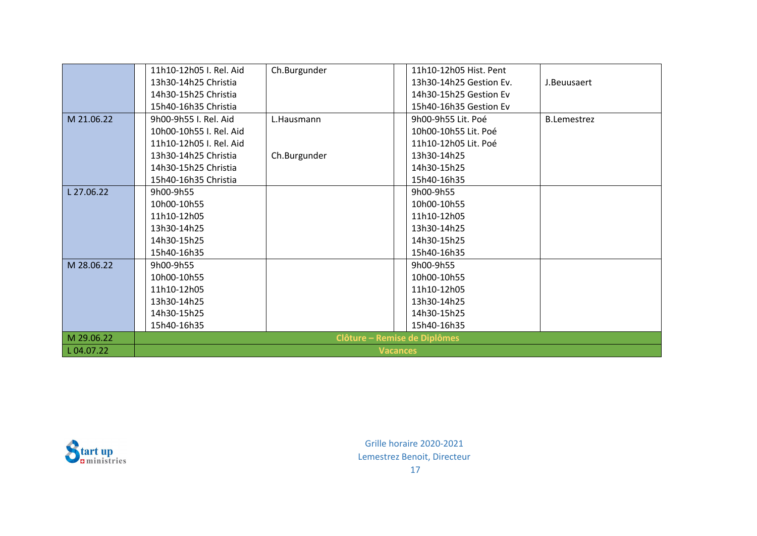| | | | | | | |
|---|---|---|---|---|---|---|
| | | 11h10-12h05 I. Rel. Aid<br>13h30-14h25 Christia<br>14h30-15h25 Christia<br>15h40-16h35 Christia | Ch.Burgunder | | 11h10-12h05 Hist. Pent<br>13h30-14h25 Gestion Ev.<br>14h30-15h25 Gestion Ev<br>15h40-16h35 Gestion Ev | J.Beuusaert |
| M 21.06.22 | | 9h00-9h55 I. Rel. Aid<br>10h00-10h55 I. Rel. Aid<br>11h10-12h05 I. Rel. Aid<br>13h30-14h25 Christia<br>14h30-15h25 Christia<br>15h40-16h35 Christia | L.Hausmann<br><br><br>Ch.Burgunder | | 9h00-9h55 Lit. Poé<br>10h00-10h55 Lit. Poé<br>11h10-12h05 Lit. Poé<br>13h30-14h25<br>14h30-15h25<br>15h40-16h35 | B.Lemestrez |
| L 27.06.22 | | 9h00-9h55<br>10h00-10h55<br>11h10-12h05<br>13h30-14h25<br>14h30-15h25<br>15h40-16h35 | | | 9h00-9h55<br>10h00-10h55<br>11h10-12h05<br>13h30-14h25<br>14h30-15h25<br>15h40-16h35 | |
| M 28.06.22 | | 9h00-9h55<br>10h00-10h55<br>11h10-12h05<br>13h30-14h25<br>14h30-15h25<br>15h40-16h35 | | | 9h00-9h55<br>10h00-10h55<br>11h10-12h05<br>13h30-14h25<br>14h30-15h25<br>15h40-16h35 | |
| M 29.06.22 | **Clôture – Remise de Diplômes** | | | | | |
| L 04.07.22 | **Vacances** | | | | | |

Start up ministries

Grille horaire 2020-2021
Lemestrez Benoit, Directeur